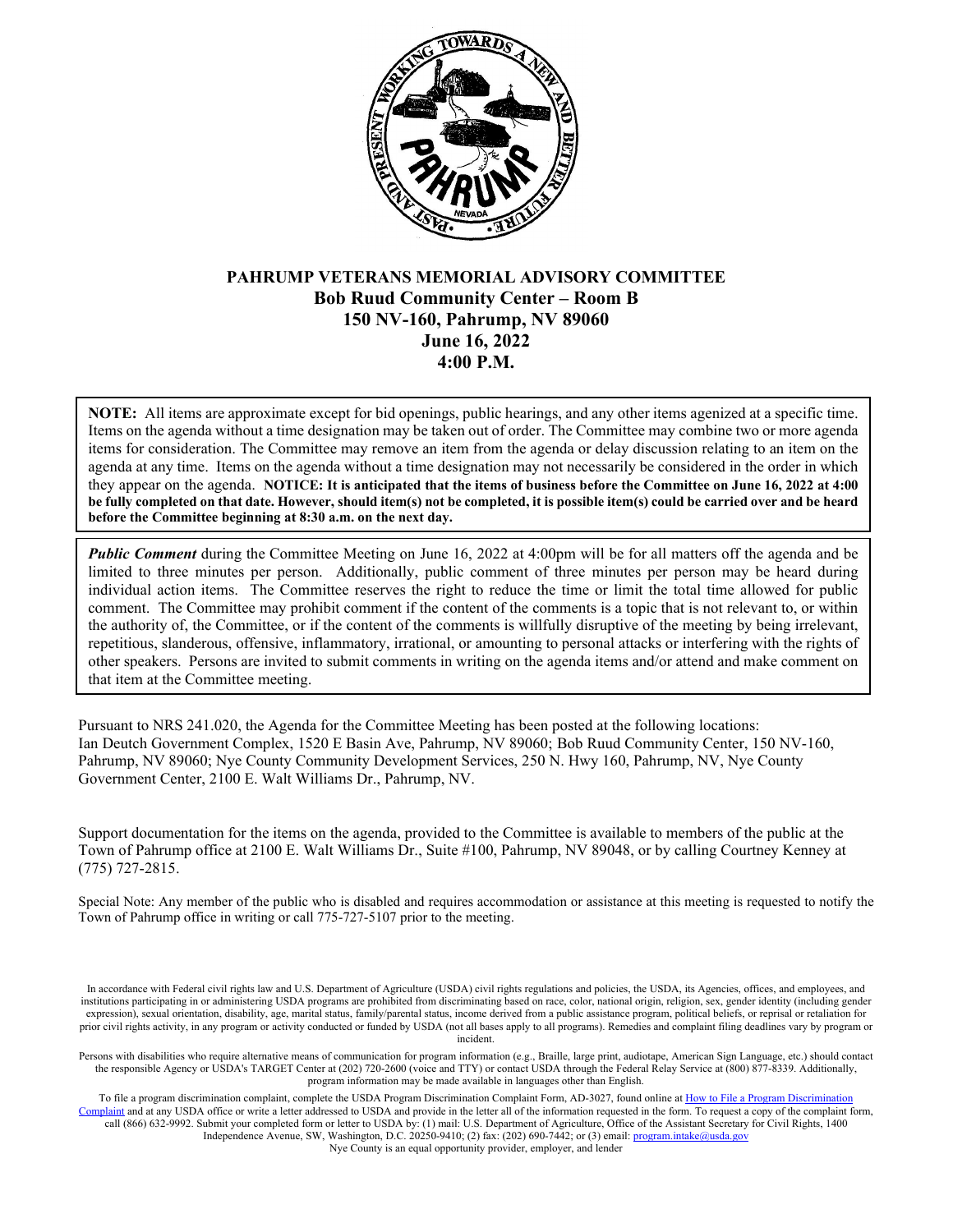# PAHRUMP VETERANS MEMORIAL ADVISORY COMMITTEE

**Bob Ruud Community Center – Room B**
**150 NV-160, Pahrump, NV 89060**
**June 16, 2022**
**4:00 P.M.**

**NOTE:** All items are approximate except for bid openings, public hearings, and any other items agenized at a specific time. Items on the agenda without a time designation may be taken out of order. The Committee may combine two or more agenda items for consideration. The Committee may remove an item from the agenda or delay discussion relating to an item on the agenda at any time. Items on the agenda without a time designation may not necessarily be considered in the order in which they appear on the agenda. **NOTICE: It is anticipated that the items of business before the Committee on June 16, 2022 at 4:00 be fully completed on that date. However, should item(s) not be completed, it is possible item(s) could be carried over and be heard before the Committee beginning at 8:30 a.m. on the next day.**

***Public Comment*** during the Committee Meeting on June 16, 2022 at 4:00pm will be for all matters off the agenda and be limited to three minutes per person. Additionally, public comment of three minutes per person may be heard during individual action items. The Committee reserves the right to reduce the time or limit the total time allowed for public comment. The Committee may prohibit comment if the content of the comments is a topic that is not relevant to, or within the authority of, the Committee, or if the content of the comments is willfully disruptive of the meeting by being irrelevant, repetitious, slanderous, offensive, inflammatory, irrational, or amounting to personal attacks or interfering with the rights of other speakers. Persons are invited to submit comments in writing on the agenda items and/or attend and make comment on that item at the Committee meeting.

Pursuant to NRS 241.020, the Agenda for the Committee Meeting has been posted at the following locations: Ian Deutch Government Complex, 1520 E Basin Ave, Pahrump, NV 89060; Bob Ruud Community Center, 150 NV-160, Pahrump, NV 89060; Nye County Community Development Services, 250 N. Hwy 160, Pahrump, NV, Nye County Government Center, 2100 E. Walt Williams Dr., Pahrump, NV.

Support documentation for the items on the agenda, provided to the Committee is available to members of the public at the Town of Pahrump office at 2100 E. Walt Williams Dr., Suite #100, Pahrump, NV 89048, or by calling Courtney Kenney at (775) 727-2815.

Special Note: Any member of the public who is disabled and requires accommodation or assistance at this meeting is requested to notify the Town of Pahrump office in writing or call 775-727-5107 prior to the meeting.

In accordance with Federal civil rights law and U.S. Department of Agriculture (USDA) civil rights regulations and policies, the USDA, its Agencies, offices, and employees, and institutions participating in or administering USDA programs are prohibited from discriminating based on race, color, national origin, religion, sex, gender identity (including gender expression), sexual orientation, disability, age, marital status, family/parental status, income derived from a public assistance program, political beliefs, or reprisal or retaliation for prior civil rights activity, in any program or activity conducted or funded by USDA (not all bases apply to all programs). Remedies and complaint filing deadlines vary by program or incident.

Persons with disabilities who require alternative means of communication for program information (e.g., Braille, large print, audiotape, American Sign Language, etc.) should contact the responsible Agency or USDA's TARGET Center at (202) 720-2600 (voice and TTY) or contact USDA through the Federal Relay Service at (800) 877-8339. Additionally, program information may be made available in languages other than English.

To file a program discrimination complaint, complete the USDA Program Discrimination Complaint Form, AD-3027, found online at How to File a Program Discrimination Complaint and at any USDA office or write a letter addressed to USDA and provide in the letter all of the information requested in the form. To request a copy of the complaint form, call (866) 632-9992. Submit your completed form or letter to USDA by: (1) mail: U.S. Department of Agriculture, Office of the Assistant Secretary for Civil Rights, 1400 Independence Avenue, SW, Washington, D.C. 20250-9410; (2) fax: (202) 690-7442; or (3) email: program.intake@usda.gov

Nye County is an equal opportunity provider, employer, and lender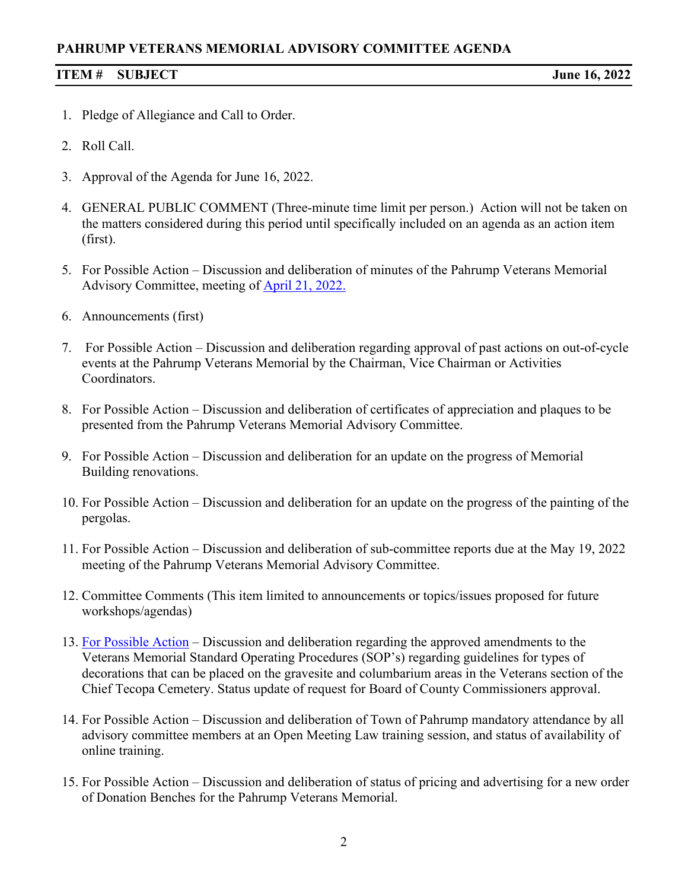**PAHRUMP VETERANS MEMORIAL ADVISORY COMMITTEE AGENDA**

| **ITEM #** | **SUBJECT** | **June 16, 2022** |
|---|---|---|

1. Pledge of Allegiance and Call to Order.

2. Roll Call.

3. Approval of the Agenda for June 16, 2022.

4. GENERAL PUBLIC COMMENT (Three-minute time limit per person.) Action will not be taken on the matters considered during this period until specifically included on an agenda as an action item (first).

5. For Possible Action – Discussion and deliberation of minutes of the Pahrump Veterans Memorial Advisory Committee, meeting of April 21, 2022.

6. Announcements (first)

7. For Possible Action – Discussion and deliberation regarding approval of past actions on out-of-cycle events at the Pahrump Veterans Memorial by the Chairman, Vice Chairman or Activities Coordinators.

8. For Possible Action – Discussion and deliberation of certificates of appreciation and plaques to be presented from the Pahrump Veterans Memorial Advisory Committee.

9. For Possible Action – Discussion and deliberation for an update on the progress of Memorial Building renovations.

10. For Possible Action – Discussion and deliberation for an update on the progress of the painting of the pergolas.

11. For Possible Action – Discussion and deliberation of sub-committee reports due at the May 19, 2022 meeting of the Pahrump Veterans Memorial Advisory Committee.

12. Committee Comments (This item limited to announcements or topics/issues proposed for future workshops/agendas)

13. For Possible Action – Discussion and deliberation regarding the approved amendments to the Veterans Memorial Standard Operating Procedures (SOP's) regarding guidelines for types of decorations that can be placed on the gravesite and columbarium areas in the Veterans section of the Chief Tecopa Cemetery. Status update of request for Board of County Commissioners approval.

14. For Possible Action – Discussion and deliberation of Town of Pahrump mandatory attendance by all advisory committee members at an Open Meeting Law training session, and status of availability of online training.

15. For Possible Action – Discussion and deliberation of status of pricing and advertising for a new order of Donation Benches for the Pahrump Veterans Memorial.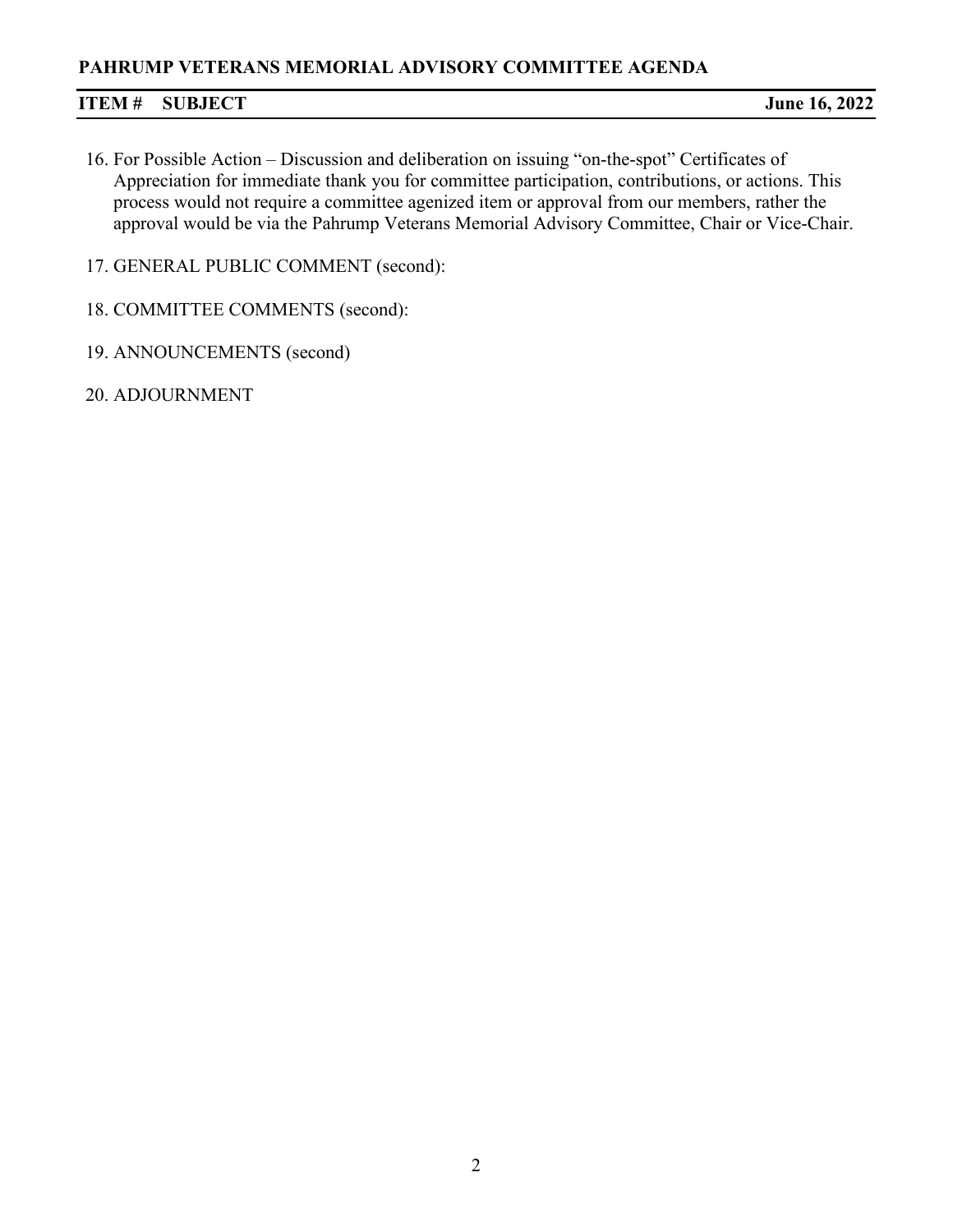16. For Possible Action – Discussion and deliberation on issuing "on-the-spot" Certificates of Appreciation for immediate thank you for committee participation, contributions, or actions. This process would not require a committee agenized item or approval from our members, rather the approval would be via the Pahrump Veterans Memorial Advisory Committee, Chair or Vice-Chair.

17. GENERAL PUBLIC COMMENT (second):

18. COMMITTEE COMMENTS (second):

19. ANNOUNCEMENTS (second)

20. ADJOURNMENT